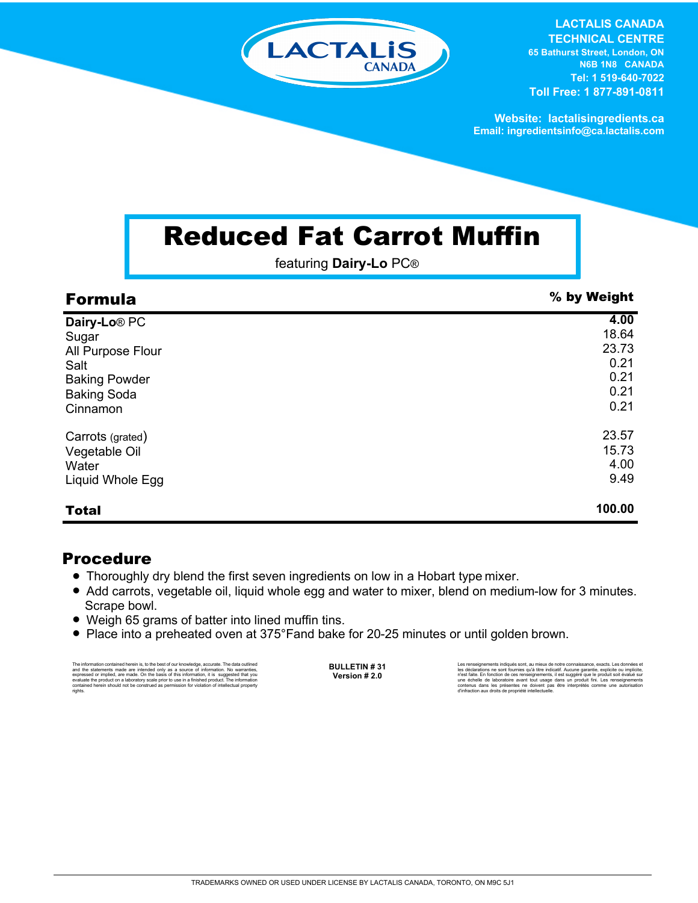LACTALIS CANADA

**LACTALIS CANADA TECHNICAL CENTRE**
65 Bathurst Street, London, ON
N6B 1N8 CANADA
Tel: 1 519-640-7022
Toll Free: 1 877-891-0811

Website: lactalisingredients.ca
Email: ingredientsinfo@ca.lactalis.com

# Reduced Fat Carrot Muffin

featuring **Dairy-Lo** PC®

| **Formula** | **% by Weight** |
|---|---|
| **Dairy-Lo**® PC | **4.00** |
| Sugar | 18.64 |
| All Purpose Flour | 23.73 |
| Salt | 0.21 |
| Baking Powder | 0.21 |
| Baking Soda | 0.21 |
| Cinnamon | 0.21 |
| Carrots (grated) | 23.57 |
| Vegetable Oil | 15.73 |
| Water | 4.00 |
| Liquid Whole Egg | 9.49 |
| **Total** | **100.00** |

## Procedure

- Thoroughly dry blend the first seven ingredients on low in a Hobart type mixer.
- Add carrots, vegetable oil, liquid whole egg and water to mixer, blend on medium-low for 3 minutes. Scrape bowl.
- Weigh 65 grams of batter into lined muffin tins.
- Place into a preheated oven at 375°Fand bake for 20-25 minutes or until golden brown.

The information contained herein is, to the best of our knowledge, accurate. The data outlined and the statements made are intended only as a source of information. No warranties, expressed or implied, are made. On the basis of this information, it is suggested that you evaluate the product on a laboratory scale prior to use in a finished product. The information contained herein should not be construed as permission for violation of intellectual property rights.

**BULLETIN # 31**
**Version # 2.0**

Les renseignements indiqués sont, au mieux de notre connaissance, exacts. Les données et les déclarations ne sont fournies qu'à titre indicatif. Aucune garantie, explicite ou implicite, n'est faite. En fonction de ces renseignements, il est suggéré que le produit soit évalué sur une échelle de laboratoire avant tout usage dans un produit fini. Les renseignements contenus dans les présentes ne doivent pas être interprétés comme une autorisation d'infraction aux droits de propriété intellectuelle.

TRADEMARKS OWNED OR USED UNDER LICENSE BY LACTALIS CANADA, TORONTO, ON M9C 5J1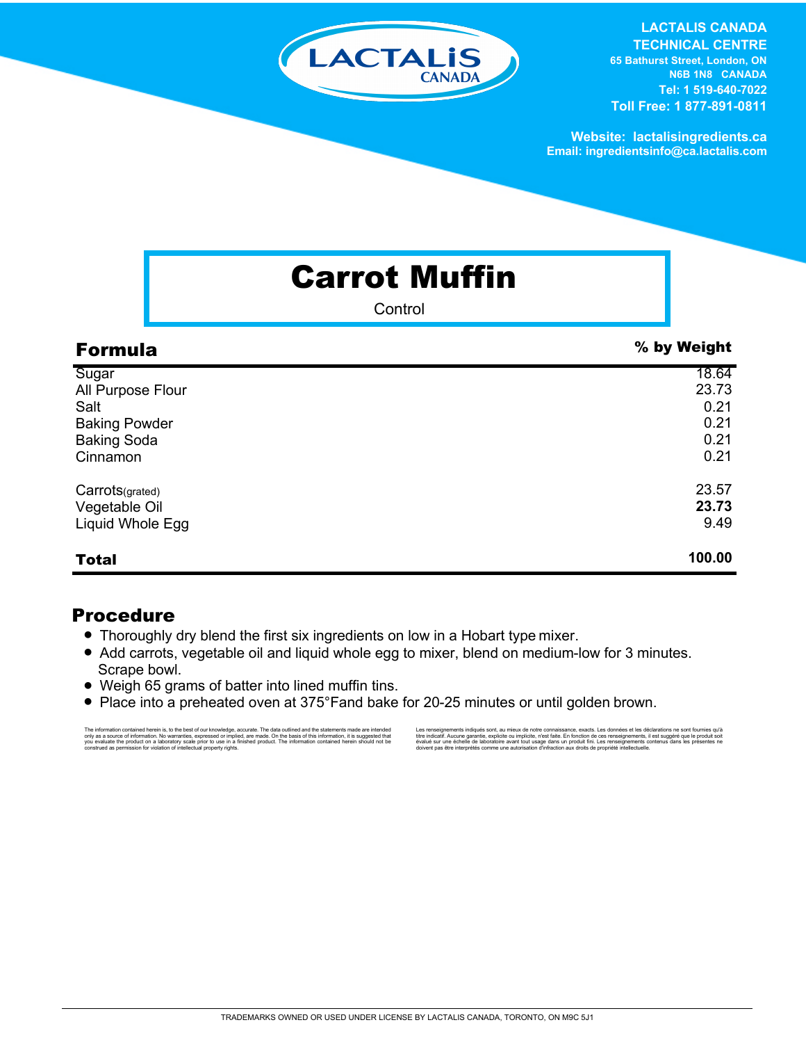LACTALIS CANADA
TECHNICAL CENTRE
65 Bathurst Street, London, ON
N6B 1N8 CANADA
Tel: 1 519-640-7022
Toll Free: 1 877-891-0811

Website: lactalisingredients.ca
Email: ingredientsinfo@ca.lactalis.com

# Carrot Muffin

Control

| Formula | % by Weight |
|---|---|
| Sugar | 18.64 |
| All Purpose Flour | 23.73 |
| Salt | 0.21 |
| Baking Powder | 0.21 |
| Baking Soda | 0.21 |
| Cinnamon | 0.21 |
| Carrots(grated) | 23.57 |
| Vegetable Oil | **23.73** |
| Liquid Whole Egg | 9.49 |
| **Total** | **100.00** |

## Procedure

- Thoroughly dry blend the first six ingredients on low in a Hobart type mixer.
- Add carrots, vegetable oil and liquid whole egg to mixer, blend on medium-low for 3 minutes. Scrape bowl.
- Weigh 65 grams of batter into lined muffin tins.
- Place into a preheated oven at 375°Fand bake for 20-25 minutes or until golden brown.

The information contained herein is, to the best of our knowledge, accurate. The data outlined and the statements made are intended only as a source of information. No warranties, expressed or implied, are made. On the basis of this information, it is suggested that you evaluate the product on a laboratory scale prior to use in a finished product. The information contained herein should not be construed as permission for violation of intellectual property rights.

Les renseignements indiqués sont, au mieux de notre connaissance, exacts. Les données et les déclarations ne sont fournies qu'à titre indicatif. Aucune garantie, explicite ou implicite, n'est faite. En fonction de ces renseignements, il est suggéré que le produit soit évalué sur une échelle de laboratoire avant tout usage dans un produit fini. Les renseignements contenus dans les présentes ne doivent pas être interprétés comme une autorisation d'infraction aux droits de propriété intellectuelle.

TRADEMARKS OWNED OR USED UNDER LICENSE BY LACTALIS CANADA, TORONTO, ON M9C 5J1